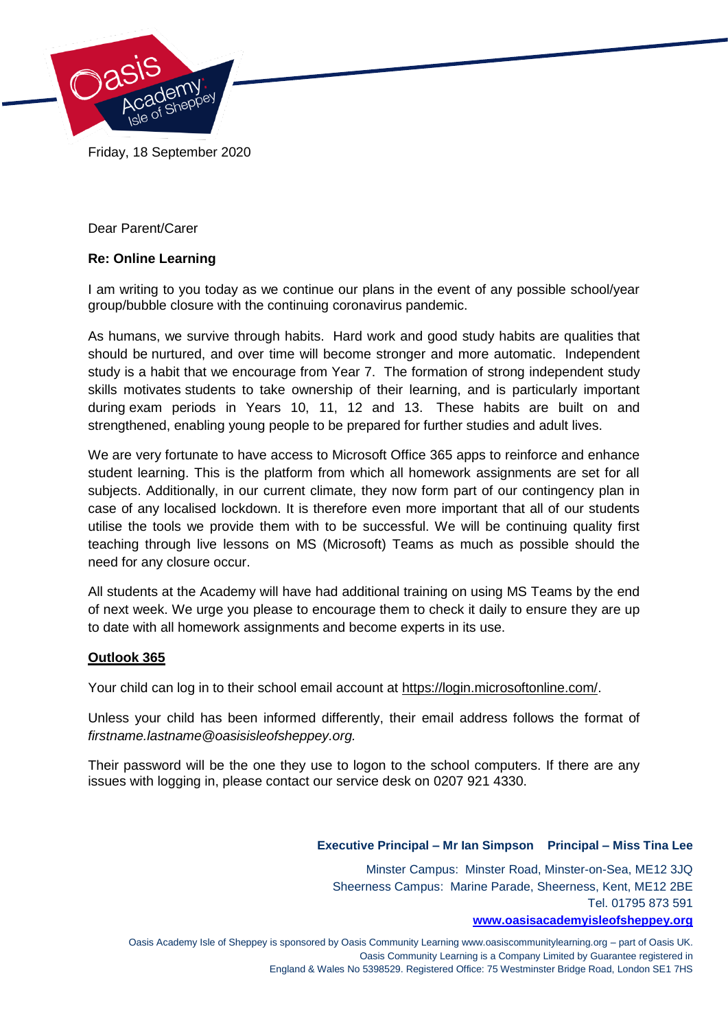Friday, 18 September 2020

Dear Parent/Carer

**Re: Online Learning**

I am writing to you today as we continue our plans in the event of any possible school/year group/bubble closure with the continuing coronavirus pandemic.

As humans, we survive through habits. Hard work and good study habits are qualities that should be nurtured, and over time will become stronger and more automatic. Independent study is a habit that we encourage from Year 7. The formation of strong independent study skills motivates students to take ownership of their learning, and is particularly important during exam periods in Years 10, 11, 12 and 13. These habits are built on and strengthened, enabling young people to be prepared for further studies and adult lives.

We are very fortunate to have access to Microsoft Office 365 apps to reinforce and enhance student learning. This is the platform from which all homework assignments are set for all subjects. Additionally, in our current climate, they now form part of our contingency plan in case of any localised lockdown. It is therefore even more important that all of our students utilise the tools we provide them with to be successful. We will be continuing quality first teaching through live lessons on MS (Microsoft) Teams as much as possible should the need for any closure occur.

All students at the Academy will have had additional training on using MS Teams by the end of next week. We urge you please to encourage them to check it daily to ensure they are up to date with all homework assignments and become experts in its use.

**Outlook 365**

Your child can log in to their school email account at https://login.microsoftonline.com/.

Unless your child has been informed differently, their email address follows the format of *firstname.lastname@oasisisleofsheppey.org.*

Their password will be the one they use to logon to the school computers. If there are any issues with logging in, please contact our service desk on 0207 921 4330.

**Executive Principal – Mr Ian Simpson   Principal – Miss Tina Lee**

Minster Campus: Minster Road, Minster-on-Sea, ME12 3JQ
Sheerness Campus: Marine Parade, Sheerness, Kent, ME12 2BE
Tel. 01795 873 591
**www.oasisacademyisleofsheppey.org**

Oasis Academy Isle of Sheppey is sponsored by Oasis Community Learning www.oasiscommunitylearning.org – part of Oasis UK. Oasis Community Learning is a Company Limited by Guarantee registered in England & Wales No 5398529. Registered Office: 75 Westminster Bridge Road, London SE1 7HS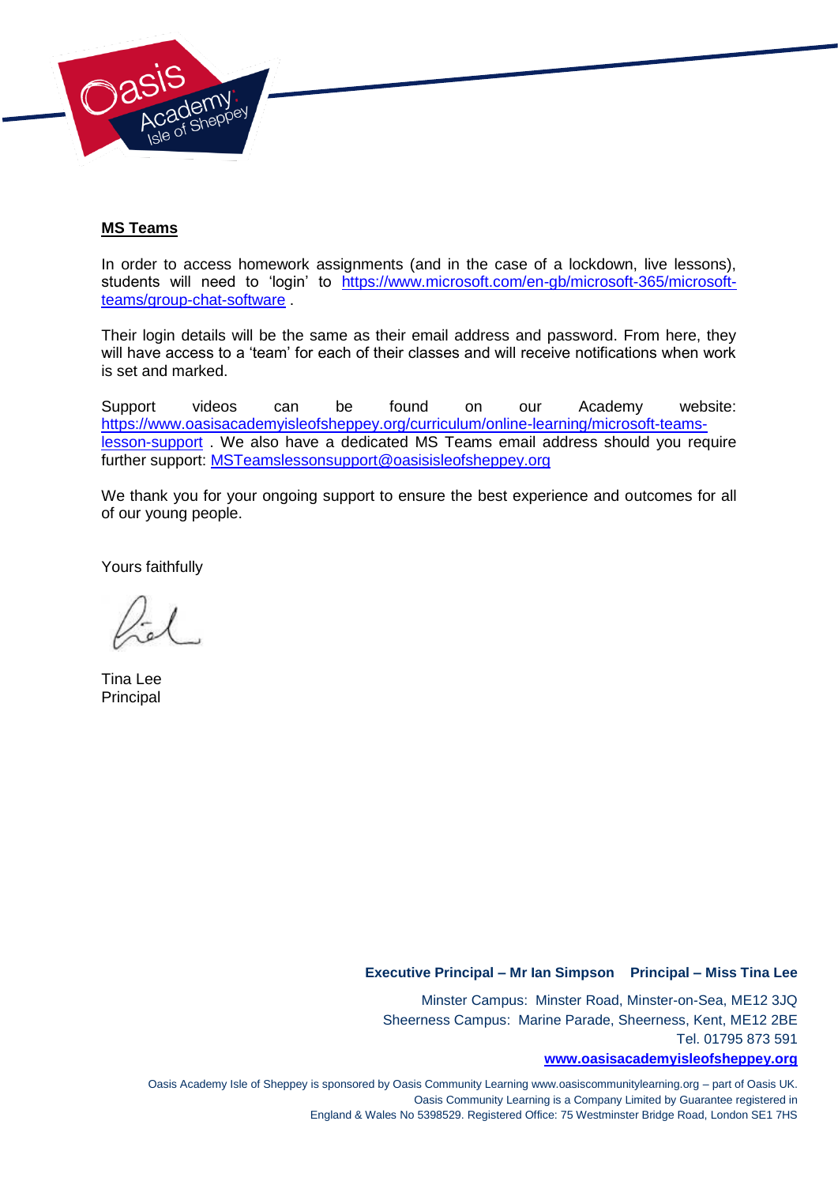**MS Teams**

In order to access homework assignments (and in the case of a lockdown, live lessons), students will need to 'login' to https://www.microsoft.com/en-gb/microsoft-365/microsoft-teams/group-chat-software .

Their login details will be the same as their email address and password. From here, they will have access to a 'team' for each of their classes and will receive notifications when work is set and marked.

Support videos can be found on our Academy website: https://www.oasisacademyisleofsheppey.org/curriculum/online-learning/microsoft-teams-lesson-support . We also have a dedicated MS Teams email address should you require further support: MSTeamslessonsupport@oasisisleofsheppey.org

We thank you for your ongoing support to ensure the best experience and outcomes for all of our young people.

Yours faithfully

Tina Lee
Principal

**Executive Principal – Mr Ian Simpson    Principal – Miss Tina Lee**

Minster Campus: Minster Road, Minster-on-Sea, ME12 3JQ
Sheerness Campus: Marine Parade, Sheerness, Kent, ME12 2BE
Tel. 01795 873 591
**www.oasisacademyisleofsheppey.org**

Oasis Academy Isle of Sheppey is sponsored by Oasis Community Learning www.oasiscommunitylearning.org – part of Oasis UK.
Oasis Community Learning is a Company Limited by Guarantee registered in England & Wales No 5398529. Registered Office: 75 Westminster Bridge Road, London SE1 7HS